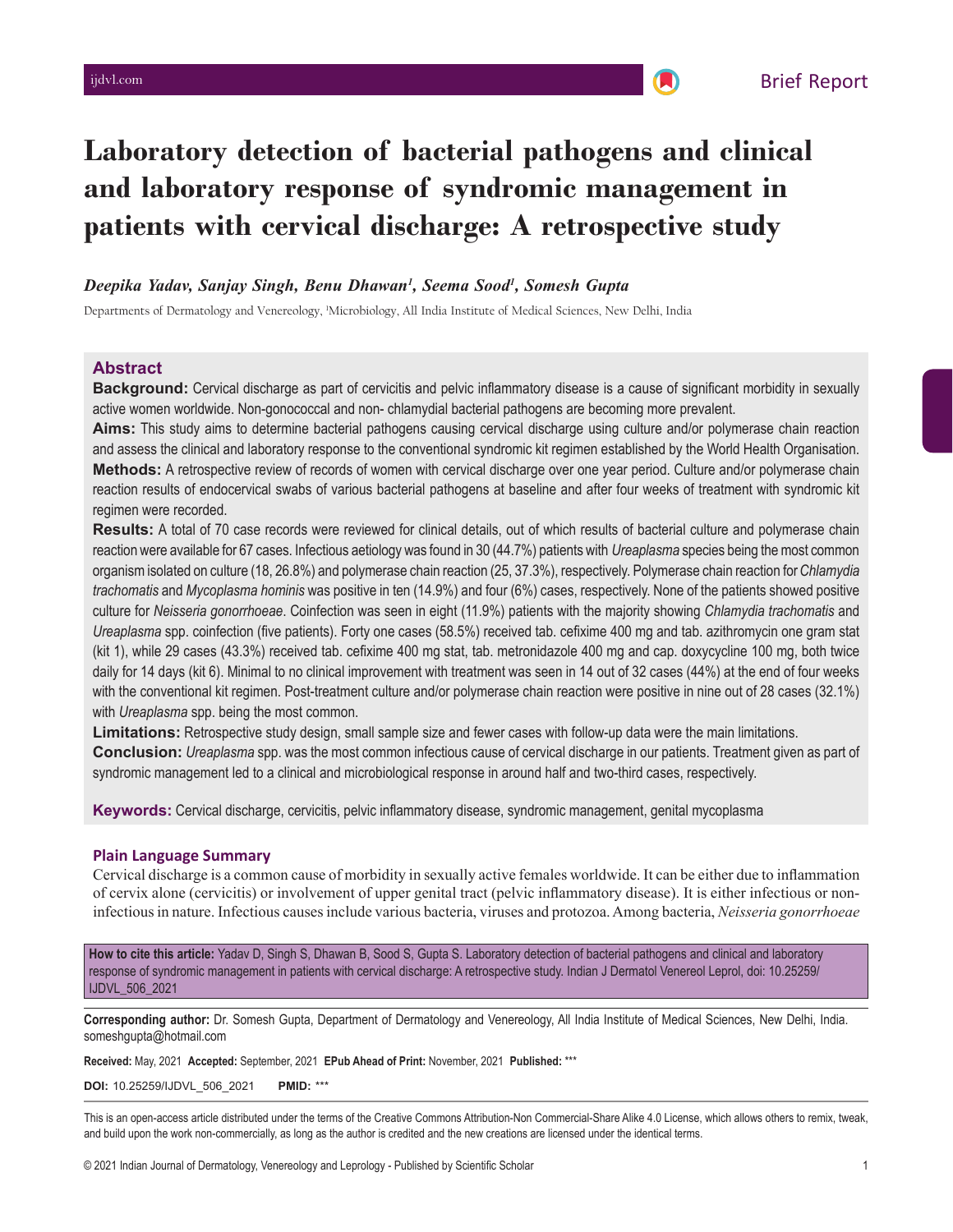Brief Report

# Laboratory detection of bacterial pathogens and clinical and laboratory response of syndromic management in patients with cervical discharge: A retrospective study

*Deepika Yadav, Sanjay Singh, Benu Dhawan[1], Seema Sood[1], Somesh Gupta*

Departments of Dermatology and Venereology, [1]Microbiology, All India Institute of Medical Sciences, New Delhi, India

## Abstract

**Background:** Cervical discharge as part of cervicitis and pelvic inflammatory disease is a cause of significant morbidity in sexually active women worldwide. Non-gonococcal and non- chlamydial bacterial pathogens are becoming more prevalent.

**Aims:** This study aims to determine bacterial pathogens causing cervical discharge using culture and/or polymerase chain reaction and assess the clinical and laboratory response to the conventional syndromic kit regimen established by the World Health Organisation.

**Methods:** A retrospective review of records of women with cervical discharge over one year period. Culture and/or polymerase chain reaction results of endocervical swabs of various bacterial pathogens at baseline and after four weeks of treatment with syndromic kit regimen were recorded.

**Results:** A total of 70 case records were reviewed for clinical details, out of which results of bacterial culture and polymerase chain reaction were available for 67 cases. Infectious aetiology was found in 30 (44.7%) patients with *Ureaplasma* species being the most common organism isolated on culture (18, 26.8%) and polymerase chain reaction (25, 37.3%), respectively. Polymerase chain reaction for *Chlamydia trachomatis* and *Mycoplasma hominis* was positive in ten (14.9%) and four (6%) cases, respectively. None of the patients showed positive culture for *Neisseria gonorrhoeae*. Coinfection was seen in eight (11.9%) patients with the majority showing *Chlamydia trachomatis* and *Ureaplasma* spp. coinfection (five patients). Forty one cases (58.5%) received tab. cefixime 400 mg and tab. azithromycin one gram stat (kit 1), while 29 cases (43.3%) received tab. cefixime 400 mg stat, tab. metronidazole 400 mg and cap. doxycycline 100 mg, both twice daily for 14 days (kit 6). Minimal to no clinical improvement with treatment was seen in 14 out of 32 cases (44%) at the end of four weeks with the conventional kit regimen. Post-treatment culture and/or polymerase chain reaction were positive in nine out of 28 cases (32.1%) with *Ureaplasma* spp. being the most common.

**Limitations:** Retrospective study design, small sample size and fewer cases with follow-up data were the main limitations.

**Conclusion:** *Ureaplasma* spp. was the most common infectious cause of cervical discharge in our patients. Treatment given as part of syndromic management led to a clinical and microbiological response in around half and two-third cases, respectively.

**Keywords:** Cervical discharge, cervicitis, pelvic inflammatory disease, syndromic management, genital mycoplasma

### Plain Language Summary

Cervical discharge is a common cause of morbidity in sexually active females worldwide. It can be either due to inflammation of cervix alone (cervicitis) or involvement of upper genital tract (pelvic inflammatory disease). It is either infectious or non-infectious in nature. Infectious causes include various bacteria, viruses and protozoa. Among bacteria, *Neisseria gonorrhoeae*

**How to cite this article:** Yadav D, Singh S, Dhawan B, Sood S, Gupta S. Laboratory detection of bacterial pathogens and clinical and laboratory response of syndromic management in patients with cervical discharge: A retrospective study. Indian J Dermatol Venereol Leprol, doi: 10.25259/IJDVL_506_2021

**Corresponding author:** Dr. Somesh Gupta, Department of Dermatology and Venereology, All India Institute of Medical Sciences, New Delhi, India. someshgupta@hotmail.com

**Received:** May, 2021 **Accepted:** September, 2021 **EPub Ahead of Print:** November, 2021 **Published:** ***

**DOI:** 10.25259/IJDVL_506_2021 **PMID:** ***

This is an open-access article distributed under the terms of the Creative Commons Attribution-Non Commercial-Share Alike 4.0 License, which allows others to remix, tweak, and build upon the work non-commercially, as long as the author is credited and the new creations are licensed under the identical terms.

© 2021 Indian Journal of Dermatology, Venereology and Leprology - Published by Scientific Scholar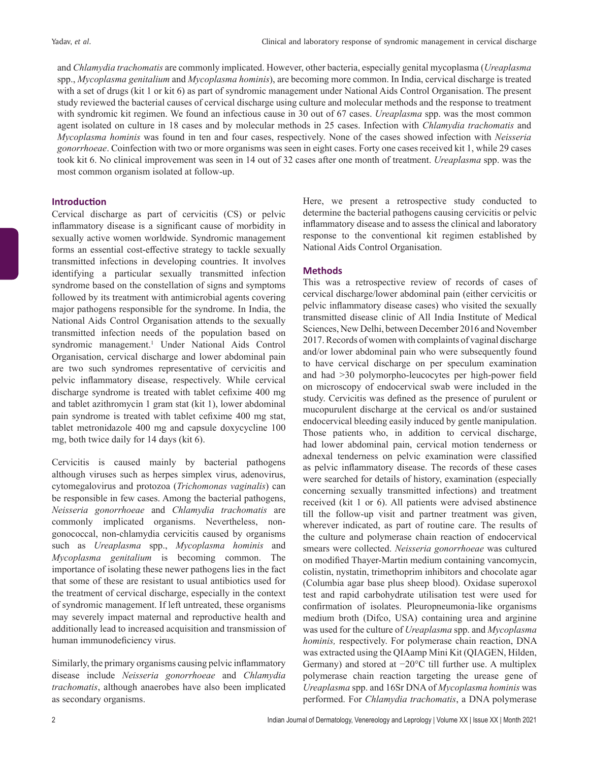and *Chlamydia trachomatis* are commonly implicated. However, other bacteria, especially genital mycoplasma (*Ureaplasma* spp., *Mycoplasma genitalium* and *Mycoplasma hominis*), are becoming more common. In India, cervical discharge is treated with a set of drugs (kit 1 or kit 6) as part of syndromic management under National Aids Control Organisation. The present study reviewed the bacterial causes of cervical discharge using culture and molecular methods and the response to treatment with syndromic kit regimen. We found an infectious cause in 30 out of 67 cases. *Ureaplasma* spp. was the most common agent isolated on culture in 18 cases and by molecular methods in 25 cases. Infection with *Chlamydia trachomatis* and *Mycoplasma hominis* was found in ten and four cases, respectively. None of the cases showed infection with *Neisseria gonorrhoeae*. Coinfection with two or more organisms was seen in eight cases. Forty one cases received kit 1, while 29 cases took kit 6. No clinical improvement was seen in 14 out of 32 cases after one month of treatment. *Ureaplasma* spp. was the most common organism isolated at follow-up.

## Introduction

Cervical discharge as part of cervicitis (CS) or pelvic inflammatory disease is a significant cause of morbidity in sexually active women worldwide. Syndromic management forms an essential cost-effective strategy to tackle sexually transmitted infections in developing countries. It involves identifying a particular sexually transmitted infection syndrome based on the constellation of signs and symptoms followed by its treatment with antimicrobial agents covering major pathogens responsible for the syndrome. In India, the National Aids Control Organisation attends to the sexually transmitted infection needs of the population based on syndromic management.[1] Under National Aids Control Organisation, cervical discharge and lower abdominal pain are two such syndromes representative of cervicitis and pelvic inflammatory disease, respectively. While cervical discharge syndrome is treated with tablet cefixime 400 mg and tablet azithromycin 1 gram stat (kit 1), lower abdominal pain syndrome is treated with tablet cefixime 400 mg stat, tablet metronidazole 400 mg and capsule doxycycline 100 mg, both twice daily for 14 days (kit 6).

Cervicitis is caused mainly by bacterial pathogens although viruses such as herpes simplex virus, adenovirus, cytomegalovirus and protozoa (*Trichomonas vaginalis*) can be responsible in few cases. Among the bacterial pathogens, *Neisseria gonorrhoeae* and *Chlamydia trachomatis* are commonly implicated organisms. Nevertheless, non-gonococcal, non-chlamydia cervicitis caused by organisms such as *Ureaplasma* spp., *Mycoplasma hominis* and *Mycoplasma genitalium* is becoming common. The importance of isolating these newer pathogens lies in the fact that some of these are resistant to usual antibiotics used for the treatment of cervical discharge, especially in the context of syndromic management. If left untreated, these organisms may severely impact maternal and reproductive health and additionally lead to increased acquisition and transmission of human immunodeficiency virus.

Similarly, the primary organisms causing pelvic inflammatory disease include *Neisseria gonorrhoeae* and *Chlamydia trachomatis*, although anaerobes have also been implicated as secondary organisms.

Here, we present a retrospective study conducted to determine the bacterial pathogens causing cervicitis or pelvic inflammatory disease and to assess the clinical and laboratory response to the conventional kit regimen established by National Aids Control Organisation.

## Methods

This was a retrospective review of records of cases of cervical discharge/lower abdominal pain (either cervicitis or pelvic inflammatory disease cases) who visited the sexually transmitted disease clinic of All India Institute of Medical Sciences, New Delhi, between December 2016 and November 2017. Records of women with complaints of vaginal discharge and/or lower abdominal pain who were subsequently found to have cervical discharge on per speculum examination and had >30 polymorpho-leucocytes per high-power field on microscopy of endocervical swab were included in the study. Cervicitis was defined as the presence of purulent or mucopurulent discharge at the cervical os and/or sustained endocervical bleeding easily induced by gentle manipulation. Those patients who, in addition to cervical discharge, had lower abdominal pain, cervical motion tenderness or adnexal tenderness on pelvic examination were classified as pelvic inflammatory disease. The records of these cases were searched for details of history, examination (especially concerning sexually transmitted infections) and treatment received (kit 1 or 6). All patients were advised abstinence till the follow-up visit and partner treatment was given, wherever indicated, as part of routine care. The results of the culture and polymerase chain reaction of endocervical smears were collected. *Neisseria gonorrhoeae* was cultured on modified Thayer-Martin medium containing vancomycin, colistin, nystatin, trimethoprim inhibitors and chocolate agar (Columbia agar base plus sheep blood). Oxidase superoxol test and rapid carbohydrate utilisation test were used for confirmation of isolates. Pleuropneumonia-like organisms medium broth (Difco, USA) containing urea and arginine was used for the culture of *Ureaplasma* spp. and *Mycoplasma hominis,* respectively. For polymerase chain reaction, DNA was extracted using the QIAamp Mini Kit (QIAGEN, Hilden, Germany) and stored at −20°C till further use. A multiplex polymerase chain reaction targeting the urease gene of *Ureaplasma* spp. and 16Sr DNA of *Mycoplasma hominis* was performed. For *Chlamydia trachomatis*, a DNA polymerase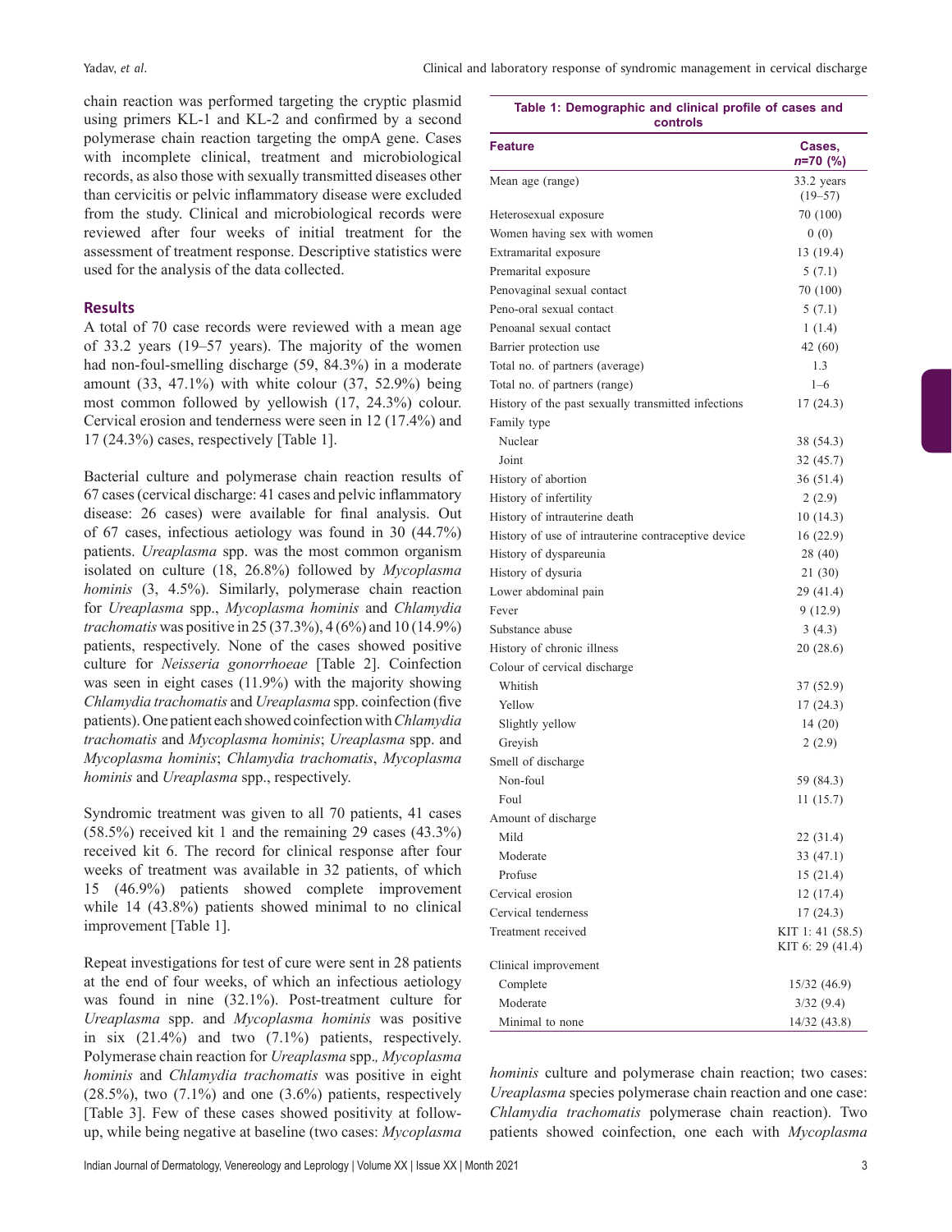chain reaction was performed targeting the cryptic plasmid using primers KL-1 and KL-2 and confirmed by a second polymerase chain reaction targeting the ompA gene. Cases with incomplete clinical, treatment and microbiological records, as also those with sexually transmitted diseases other than cervicitis or pelvic inflammatory disease were excluded from the study. Clinical and microbiological records were reviewed after four weeks of initial treatment for the assessment of treatment response. Descriptive statistics were used for the analysis of the data collected.

## Results

A total of 70 case records were reviewed with a mean age of 33.2 years (19–57 years). The majority of the women had non-foul-smelling discharge (59, 84.3%) in a moderate amount (33, 47.1%) with white colour (37, 52.9%) being most common followed by yellowish (17, 24.3%) colour. Cervical erosion and tenderness were seen in 12 (17.4%) and 17 (24.3%) cases, respectively [Table 1].

Bacterial culture and polymerase chain reaction results of 67 cases (cervical discharge: 41 cases and pelvic inflammatory disease: 26 cases) were available for final analysis. Out of 67 cases, infectious aetiology was found in 30 (44.7%) patients. *Ureaplasma* spp. was the most common organism isolated on culture (18, 26.8%) followed by *Mycoplasma hominis* (3, 4.5%). Similarly, polymerase chain reaction for *Ureaplasma* spp., *Mycoplasma hominis* and *Chlamydia trachomatis* was positive in 25 (37.3%), 4 (6%) and 10 (14.9%) patients, respectively. None of the cases showed positive culture for *Neisseria gonorrhoeae* [Table 2]. Coinfection was seen in eight cases (11.9%) with the majority showing *Chlamydia trachomatis* and *Ureaplasma* spp. coinfection (five patients). One patient each showed coinfection with *Chlamydia trachomatis* and *Mycoplasma hominis*; *Ureaplasma* spp. and *Mycoplasma hominis*; *Chlamydia trachomatis*, *Mycoplasma hominis* and *Ureaplasma* spp., respectively.

Syndromic treatment was given to all 70 patients, 41 cases (58.5%) received kit 1 and the remaining 29 cases (43.3%) received kit 6. The record for clinical response after four weeks of treatment was available in 32 patients, of which 15 (46.9%) patients showed complete improvement while 14 (43.8%) patients showed minimal to no clinical improvement [Table 1].

Repeat investigations for test of cure were sent in 28 patients at the end of four weeks, of which an infectious aetiology was found in nine (32.1%). Post-treatment culture for *Ureaplasma* spp. and *Mycoplasma hominis* was positive in six (21.4%) and two (7.1%) patients, respectively. Polymerase chain reaction for *Ureaplasma* spp., *Mycoplasma hominis* and *Chlamydia trachomatis* was positive in eight (28.5%), two (7.1%) and one (3.6%) patients, respectively [Table 3]. Few of these cases showed positivity at follow-up, while being negative at baseline (two cases: *Mycoplasma hominis* culture and polymerase chain reaction; two cases: *Ureaplasma* species polymerase chain reaction and one case: *Chlamydia trachomatis* polymerase chain reaction). Two patients showed coinfection, one each with *Mycoplasma*

**Table 1: Demographic and clinical profile of cases and controls**

| Feature | Cases, *n*=70 (%) |
|---|---|
| Mean age (range) | 33.2 years (19–57) |
| Heterosexual exposure | 70 (100) |
| Women having sex with women | 0 (0) |
| Extramarital exposure | 13 (19.4) |
| Premarital exposure | 5 (7.1) |
| Penovaginal sexual contact | 70 (100) |
| Peno-oral sexual contact | 5 (7.1) |
| Penoanal sexual contact | 1 (1.4) |
| Barrier protection use | 42 (60) |
| Total no. of partners (average) | 1.3 |
| Total no. of partners (range) | 1–6 |
| History of the past sexually transmitted infections | 17 (24.3) |
| Family type | |
| Nuclear | 38 (54.3) |
| Joint | 32 (45.7) |
| History of abortion | 36 (51.4) |
| History of infertility | 2 (2.9) |
| History of intrauterine death | 10 (14.3) |
| History of use of intrauterine contraceptive device | 16 (22.9) |
| History of dyspareunia | 28 (40) |
| History of dysuria | 21 (30) |
| Lower abdominal pain | 29 (41.4) |
| Fever | 9 (12.9) |
| Substance abuse | 3 (4.3) |
| History of chronic illness | 20 (28.6) |
| Colour of cervical discharge | |
| Whitish | 37 (52.9) |
| Yellow | 17 (24.3) |
| Slightly yellow | 14 (20) |
| Greyish | 2 (2.9) |
| Smell of discharge | |
| Non-foul | 59 (84.3) |
| Foul | 11 (15.7) |
| Amount of discharge | |
| Mild | 22 (31.4) |
| Moderate | 33 (47.1) |
| Profuse | 15 (21.4) |
| Cervical erosion | 12 (17.4) |
| Cervical tenderness | 17 (24.3) |
| Treatment received | KIT 1: 41 (58.5) KIT 6: 29 (41.4) |
| Clinical improvement | |
| Complete | 15/32 (46.9) |
| Moderate | 3/32 (9.4) |
| Minimal to none | 14/32 (43.8) |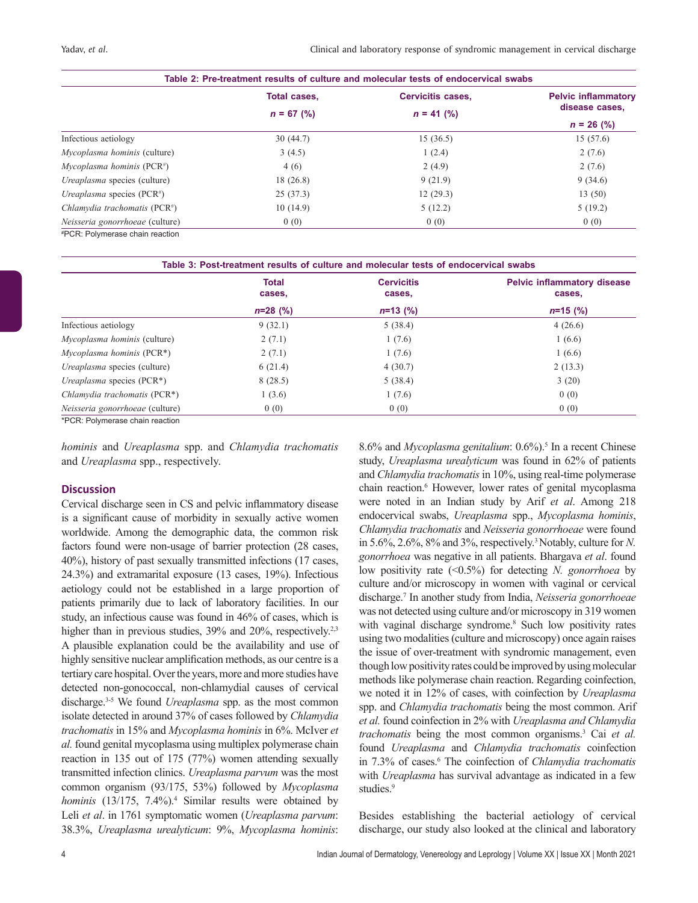**Table 2: Pre-treatment results of culture and molecular tests of endocervical swabs**

| | Total cases, $n = 67$ (%) | Cervicitis cases, $n = 41$ (%) | Pelvic inflammatory disease cases, $n = 26$ (%) |
|---|---|---|---|
| Infectious aetiology | 30 (44.7) | 15 (36.5) | 15 (57.6) |
| *Mycoplasma hominis* (culture) | 3 (4.5) | 1 (2.4) | 2 (7.6) |
| *Mycoplasma hominis* (PCR#) | 4 (6) | 2 (4.9) | 2 (7.6) |
| *Ureaplasma* species (culture) | 18 (26.8) | 9 (21.9) | 9 (34.6) |
| *Ureaplasma* species (PCR#) | 25 (37.3) | 12 (29.3) | 13 (50) |
| *Chlamydia trachomatis* (PCR#) | 10 (14.9) | 5 (12.2) | 5 (19.2) |
| *Neisseria gonorrhoeae* (culture) | 0 (0) | 0 (0) | 0 (0) |

#PCR: Polymerase chain reaction

**Table 3: Post-treatment results of culture and molecular tests of endocervical swabs**

| | Total cases, $n$=28 (%) | Cervicitis cases, $n$=13 (%) | Pelvic inflammatory disease cases, $n$=15 (%) |
|---|---|---|---|
| Infectious aetiology | 9 (32.1) | 5 (38.4) | 4 (26.6) |
| *Mycoplasma hominis* (culture) | 2 (7.1) | 1 (7.6) | 1 (6.6) |
| *Mycoplasma hominis* (PCR*) | 2 (7.1) | 1 (7.6) | 1 (6.6) |
| *Ureaplasma* species (culture) | 6 (21.4) | 4 (30.7) | 2 (13.3) |
| *Ureaplasma* species (PCR*) | 8 (28.5) | 5 (38.4) | 3 (20) |
| *Chlamydia trachomatis* (PCR*) | 1 (3.6) | 1 (7.6) | 0 (0) |
| *Neisseria gonorrhoeae* (culture) | 0 (0) | 0 (0) | 0 (0) |

*PCR: Polymerase chain reaction

*hominis* and *Ureaplasma* spp. and *Chlamydia trachomatis* and *Ureaplasma* spp., respectively.

## Discussion

Cervical discharge seen in CS and pelvic inflammatory disease is a significant cause of morbidity in sexually active women worldwide. Among the demographic data, the common risk factors found were non-usage of barrier protection (28 cases, 40%), history of past sexually transmitted infections (17 cases, 24.3%) and extramarital exposure (13 cases, 19%). Infectious aetiology could not be established in a large proportion of patients primarily due to lack of laboratory facilities. In our study, an infectious cause was found in 46% of cases, which is higher than in previous studies, 39% and 20%, respectively.[2,3] A plausible explanation could be the availability and use of highly sensitive nuclear amplification methods, as our centre is a tertiary care hospital. Over the years, more and more studies have detected non-gonococcal, non-chlamydial causes of cervical discharge.[3-5] We found *Ureaplasma* spp. as the most common isolate detected in around 37% of cases followed by *Chlamydia trachomatis* in 15% and *Mycoplasma hominis* in 6%. McIver *et al.* found genital mycoplasma using multiplex polymerase chain reaction in 135 out of 175 (77%) women attending sexually transmitted infection clinics. *Ureaplasma parvum* was the most common organism (93/175, 53%) followed by *Mycoplasma hominis* (13/175, 7.4%).[4] Similar results were obtained by Leli *et al*. in 1761 symptomatic women (*Ureaplasma parvum*: 38.3%, *Ureaplasma urealyticum*: 9%, *Mycoplasma hominis*: 8.6% and *Mycoplasma genitalium*: 0.6%).[5] In a recent Chinese study, *Ureaplasma urealyticum* was found in 62% of patients and *Chlamydia trachomatis* in 10%, using real-time polymerase chain reaction.[6] However, lower rates of genital mycoplasma were noted in an Indian study by Arif *et al*. Among 218 endocervical swabs, *Ureaplasma* spp., *Mycoplasma hominis*, *Chlamydia trachomatis* and *Neisseria gonorrhoeae* were found in 5.6%, 2.6%, 8% and 3%, respectively.[3] Notably, culture for *N. gonorrhoea* was negative in all patients. Bhargava *et al*. found low positivity rate (<0.5%) for detecting *N. gonorrhoea* by culture and/or microscopy in women with vaginal or cervical discharge.[7] In another study from India, *Neisseria gonorrhoeae* was not detected using culture and/or microscopy in 319 women with vaginal discharge syndrome.[8] Such low positivity rates using two modalities (culture and microscopy) once again raises the issue of over-treatment with syndromic management, even though low positivity rates could be improved by using molecular methods like polymerase chain reaction. Regarding coinfection, we noted it in 12% of cases, with coinfection by *Ureaplasma* spp. and *Chlamydia trachomatis* being the most common. Arif *et al.* found coinfection in 2% with *Ureaplasma and Chlamydia trachomatis* being the most common organisms.[3] Cai *et al.* found *Ureaplasma* and *Chlamydia trachomatis* coinfection in 7.3% of cases.[6] The coinfection of *Chlamydia trachomatis* with *Ureaplasma* has survival advantage as indicated in a few studies.[9]

Besides establishing the bacterial aetiology of cervical discharge, our study also looked at the clinical and laboratory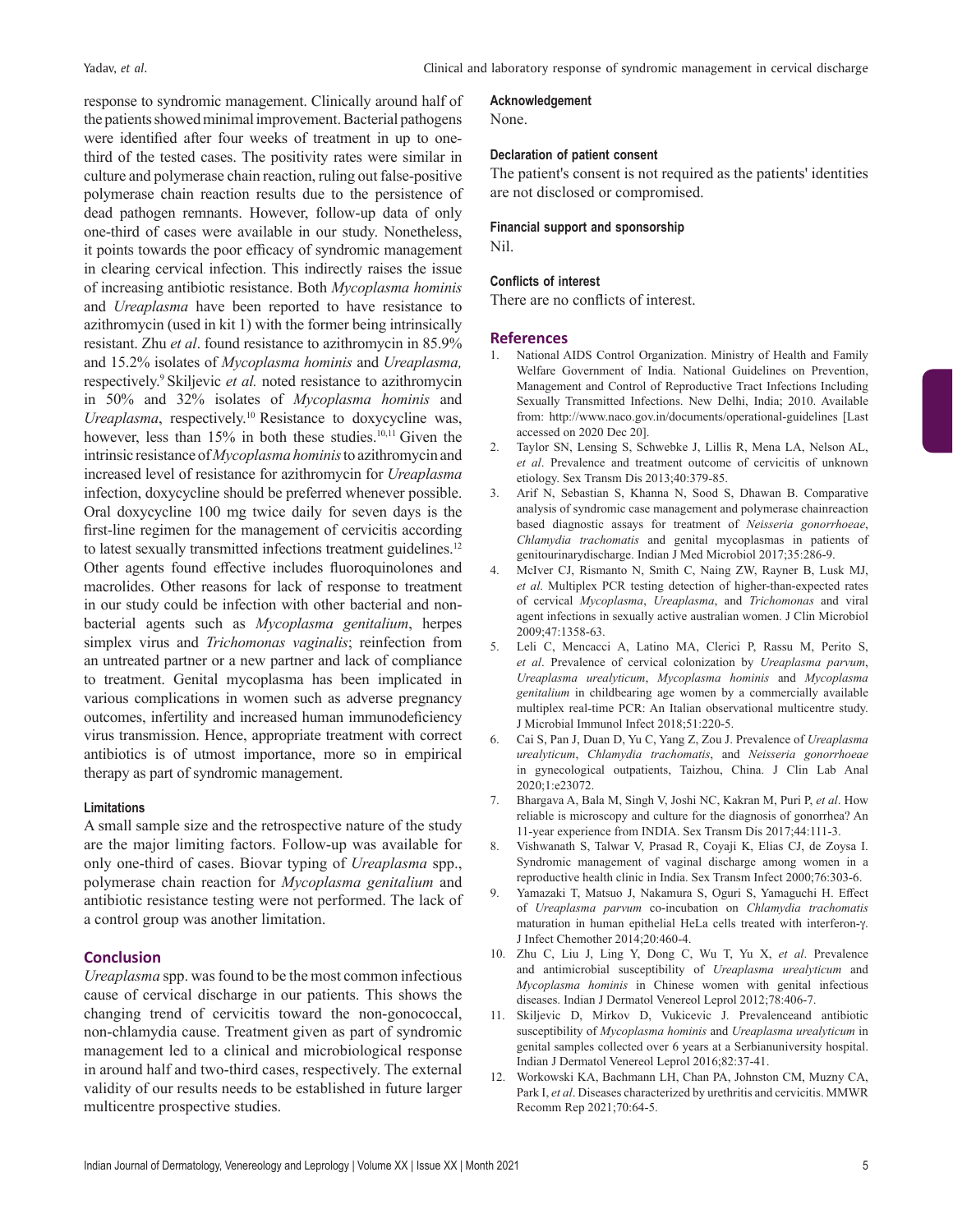response to syndromic management. Clinically around half of the patients showed minimal improvement. Bacterial pathogens were identified after four weeks of treatment in up to one-third of the tested cases. The positivity rates were similar in culture and polymerase chain reaction, ruling out false-positive polymerase chain reaction results due to the persistence of dead pathogen remnants. However, follow-up data of only one-third of cases were available in our study. Nonetheless, it points towards the poor efficacy of syndromic management in clearing cervical infection. This indirectly raises the issue of increasing antibiotic resistance. Both *Mycoplasma hominis* and *Ureaplasma* have been reported to have resistance to azithromycin (used in kit 1) with the former being intrinsically resistant. Zhu *et al*. found resistance to azithromycin in 85.9% and 15.2% isolates of *Mycoplasma hominis* and *Ureaplasma,* respectively.[9] Skiljevic *et al.* noted resistance to azithromycin in 50% and 32% isolates of *Mycoplasma hominis* and *Ureaplasma*, respectively.[10] Resistance to doxycycline was, however, less than 15% in both these studies.[10,11] Given the intrinsic resistance of *Mycoplasma hominis* to azithromycin and increased level of resistance for azithromycin for *Ureaplasma* infection, doxycycline should be preferred whenever possible. Oral doxycycline 100 mg twice daily for seven days is the first-line regimen for the management of cervicitis according to latest sexually transmitted infections treatment guidelines.[12] Other agents found effective includes fluoroquinolones and macrolides. Other reasons for lack of response to treatment in our study could be infection with other bacterial and non-bacterial agents such as *Mycoplasma genitalium*, herpes simplex virus and *Trichomonas vaginalis*; reinfection from an untreated partner or a new partner and lack of compliance to treatment. Genital mycoplasma has been implicated in various complications in women such as adverse pregnancy outcomes, infertility and increased human immunodeficiency virus transmission. Hence, appropriate treatment with correct antibiotics is of utmost importance, more so in empirical therapy as part of syndromic management.

### Limitations

A small sample size and the retrospective nature of the study are the major limiting factors. Follow-up was available for only one-third of cases. Biovar typing of *Ureaplasma* spp., polymerase chain reaction for *Mycoplasma genitalium* and antibiotic resistance testing were not performed. The lack of a control group was another limitation.

## Conclusion

*Ureaplasma* spp. was found to be the most common infectious cause of cervical discharge in our patients. This shows the changing trend of cervicitis toward the non-gonococcal, non-chlamydia cause. Treatment given as part of syndromic management led to a clinical and microbiological response in around half and two-third cases, respectively. The external validity of our results needs to be established in future larger multicentre prospective studies.

### Acknowledgement

None.

### Declaration of patient consent

The patient's consent is not required as the patients' identities are not disclosed or compromised.

### Financial support and sponsorship

Nil.

### Conflicts of interest

There are no conflicts of interest.

## References

1. National AIDS Control Organization. Ministry of Health and Family Welfare Government of India. National Guidelines on Prevention, Management and Control of Reproductive Tract Infections Including Sexually Transmitted Infections. New Delhi, India; 2010. Available from: http://www.naco.gov.in/documents/operational-guidelines [Last accessed on 2020 Dec 20].
2. Taylor SN, Lensing S, Schwebke J, Lillis R, Mena LA, Nelson AL, *et al*. Prevalence and treatment outcome of cervicitis of unknown etiology. Sex Transm Dis 2013;40:379-85.
3. Arif N, Sebastian S, Khanna N, Sood S, Dhawan B. Comparative analysis of syndromic case management and polymerase chainreaction based diagnostic assays for treatment of *Neisseria gonorrhoeae*, *Chlamydia trachomatis* and genital mycoplasmas in patients of genitourinarydischarge. Indian J Med Microbiol 2017;35:286-9.
4. McIver CJ, Rismanto N, Smith C, Naing ZW, Rayner B, Lusk MJ, *et al*. Multiplex PCR testing detection of higher-than-expected rates of cervical *Mycoplasma*, *Ureaplasma*, and *Trichomonas* and viral agent infections in sexually active australian women. J Clin Microbiol 2009;47:1358-63.
5. Leli C, Mencacci A, Latino MA, Clerici P, Rassu M, Perito S, *et al*. Prevalence of cervical colonization by *Ureaplasma parvum*, *Ureaplasma urealyticum*, *Mycoplasma hominis* and *Mycoplasma genitalium* in childbearing age women by a commercially available multiplex real-time PCR: An Italian observational multicentre study. J Microbial Immunol Infect 2018;51:220-5.
6. Cai S, Pan J, Duan D, Yu C, Yang Z, Zou J. Prevalence of *Ureaplasma urealyticum*, *Chlamydia trachomatis*, and *Neisseria gonorrhoeae* in gynecological outpatients, Taizhou, China. J Clin Lab Anal 2020;1:e23072.
7. Bhargava A, Bala M, Singh V, Joshi NC, Kakran M, Puri P, *et al*. How reliable is microscopy and culture for the diagnosis of gonorrhea? An 11-year experience from INDIA. Sex Transm Dis 2017;44:111-3.
8. Vishwanath S, Talwar V, Prasad R, Coyaji K, Elias CJ, de Zoysa I. Syndromic management of vaginal discharge among women in a reproductive health clinic in India. Sex Transm Infect 2000;76:303-6.
9. Yamazaki T, Matsuo J, Nakamura S, Oguri S, Yamaguchi H. Effect of *Ureaplasma parvum* co-incubation on *Chlamydia trachomatis* maturation in human epithelial HeLa cells treated with interferon-γ. J Infect Chemother 2014;20:460-4.
10. Zhu C, Liu J, Ling Y, Dong C, Wu T, Yu X, *et al*. Prevalence and antimicrobial susceptibility of *Ureaplasma urealyticum* and *Mycoplasma hominis* in Chinese women with genital infectious diseases. Indian J Dermatol Venereol Leprol 2012;78:406-7.
11. Skiljevic D, Mirkov D, Vukicevic J. Prevalenceand antibiotic susceptibility of *Mycoplasma hominis* and *Ureaplasma urealyticum* in genital samples collected over 6 years at a Serbianuniversity hospital. Indian J Dermatol Venereol Leprol 2016;82:37-41.
12. Workowski KA, Bachmann LH, Chan PA, Johnston CM, Muzny CA, Park I, *et al*. Diseases characterized by urethritis and cervicitis. MMWR Recomm Rep 2021;70:64-5.